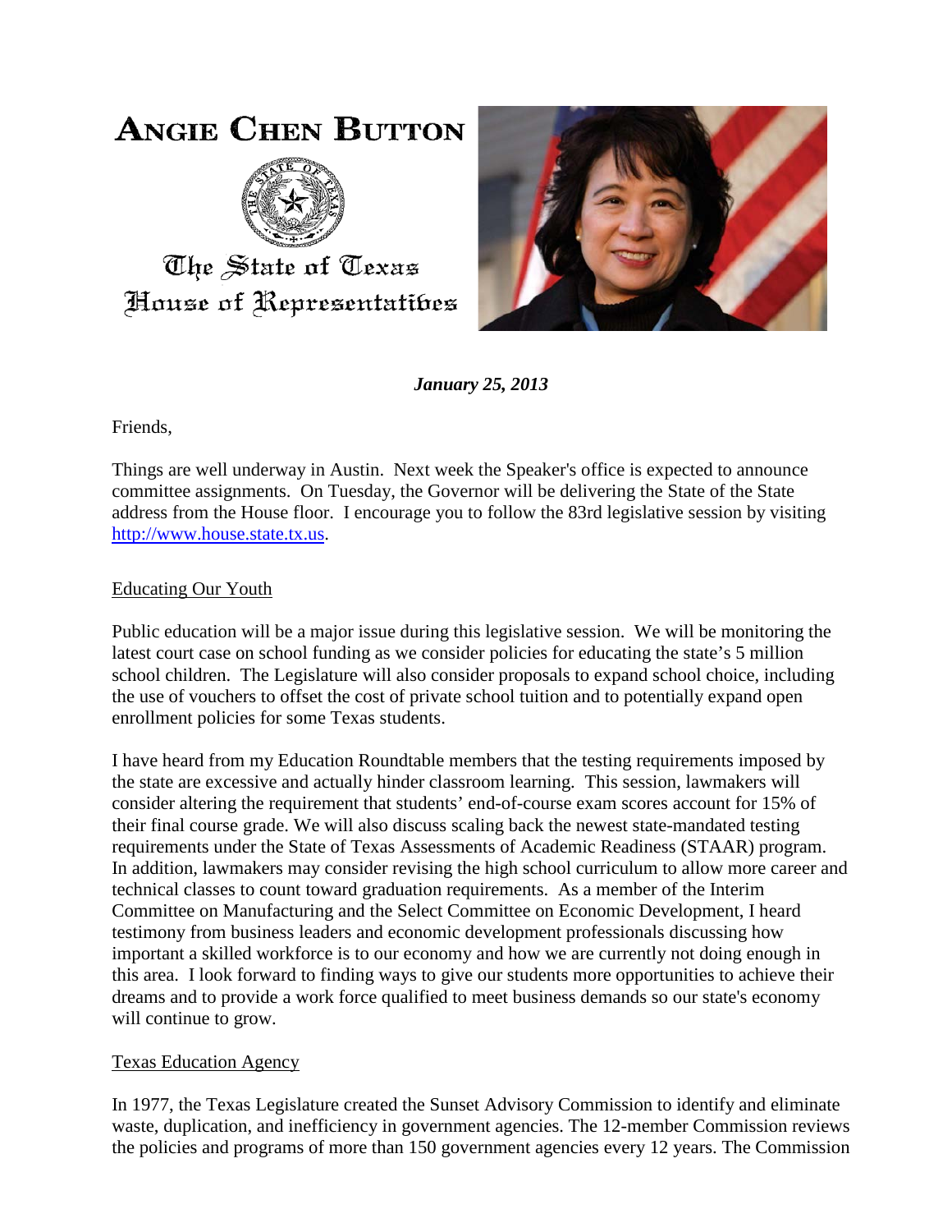# ANGIE CHEN BUTTON

The State of Texas
House of Representatives

***January 25, 2013***

Friends,

Things are well underway in Austin. Next week the Speaker's office is expected to announce committee assignments. On Tuesday, the Governor will be delivering the State of the State address from the House floor. I encourage you to follow the 83rd legislative session by visiting http://www.house.state.tx.us.

## Educating Our Youth

Public education will be a major issue during this legislative session. We will be monitoring the latest court case on school funding as we consider policies for educating the state's 5 million school children. The Legislature will also consider proposals to expand school choice, including the use of vouchers to offset the cost of private school tuition and to potentially expand open enrollment policies for some Texas students.

I have heard from my Education Roundtable members that the testing requirements imposed by the state are excessive and actually hinder classroom learning. This session, lawmakers will consider altering the requirement that students' end-of-course exam scores account for 15% of their final course grade. We will also discuss scaling back the newest state-mandated testing requirements under the State of Texas Assessments of Academic Readiness (STAAR) program. In addition, lawmakers may consider revising the high school curriculum to allow more career and technical classes to count toward graduation requirements. As a member of the Interim Committee on Manufacturing and the Select Committee on Economic Development, I heard testimony from business leaders and economic development professionals discussing how important a skilled workforce is to our economy and how we are currently not doing enough in this area. I look forward to finding ways to give our students more opportunities to achieve their dreams and to provide a work force qualified to meet business demands so our state's economy will continue to grow.

## Texas Education Agency

In 1977, the Texas Legislature created the Sunset Advisory Commission to identify and eliminate waste, duplication, and inefficiency in government agencies. The 12-member Commission reviews the policies and programs of more than 150 government agencies every 12 years. The Commission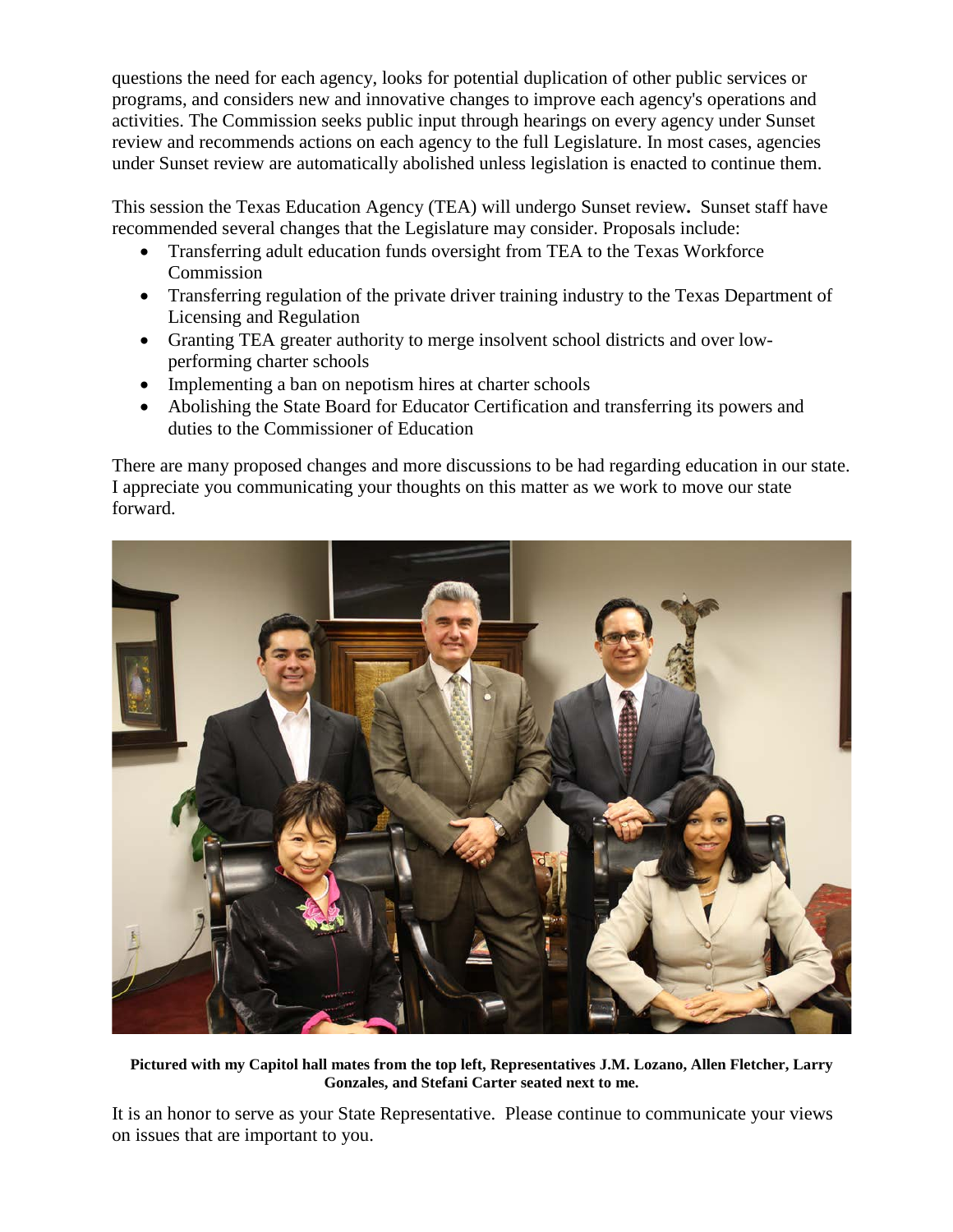questions the need for each agency, looks for potential duplication of other public services or programs, and considers new and innovative changes to improve each agency's operations and activities. The Commission seeks public input through hearings on every agency under Sunset review and recommends actions on each agency to the full Legislature. In most cases, agencies under Sunset review are automatically abolished unless legislation is enacted to continue them.

This session the Texas Education Agency (TEA) will undergo Sunset review**.** Sunset staff have recommended several changes that the Legislature may consider. Proposals include:

- Transferring adult education funds oversight from TEA to the Texas Workforce Commission
- Transferring regulation of the private driver training industry to the Texas Department of Licensing and Regulation
- Granting TEA greater authority to merge insolvent school districts and over low-performing charter schools
- Implementing a ban on nepotism hires at charter schools
- Abolishing the State Board for Educator Certification and transferring its powers and duties to the Commissioner of Education

There are many proposed changes and more discussions to be had regarding education in our state. I appreciate you communicating your thoughts on this matter as we work to move our state forward.

**Pictured with my Capitol hall mates from the top left, Representatives J.M. Lozano, Allen Fletcher, Larry Gonzales, and Stefani Carter seated next to me.**

It is an honor to serve as your State Representative. Please continue to communicate your views on issues that are important to you.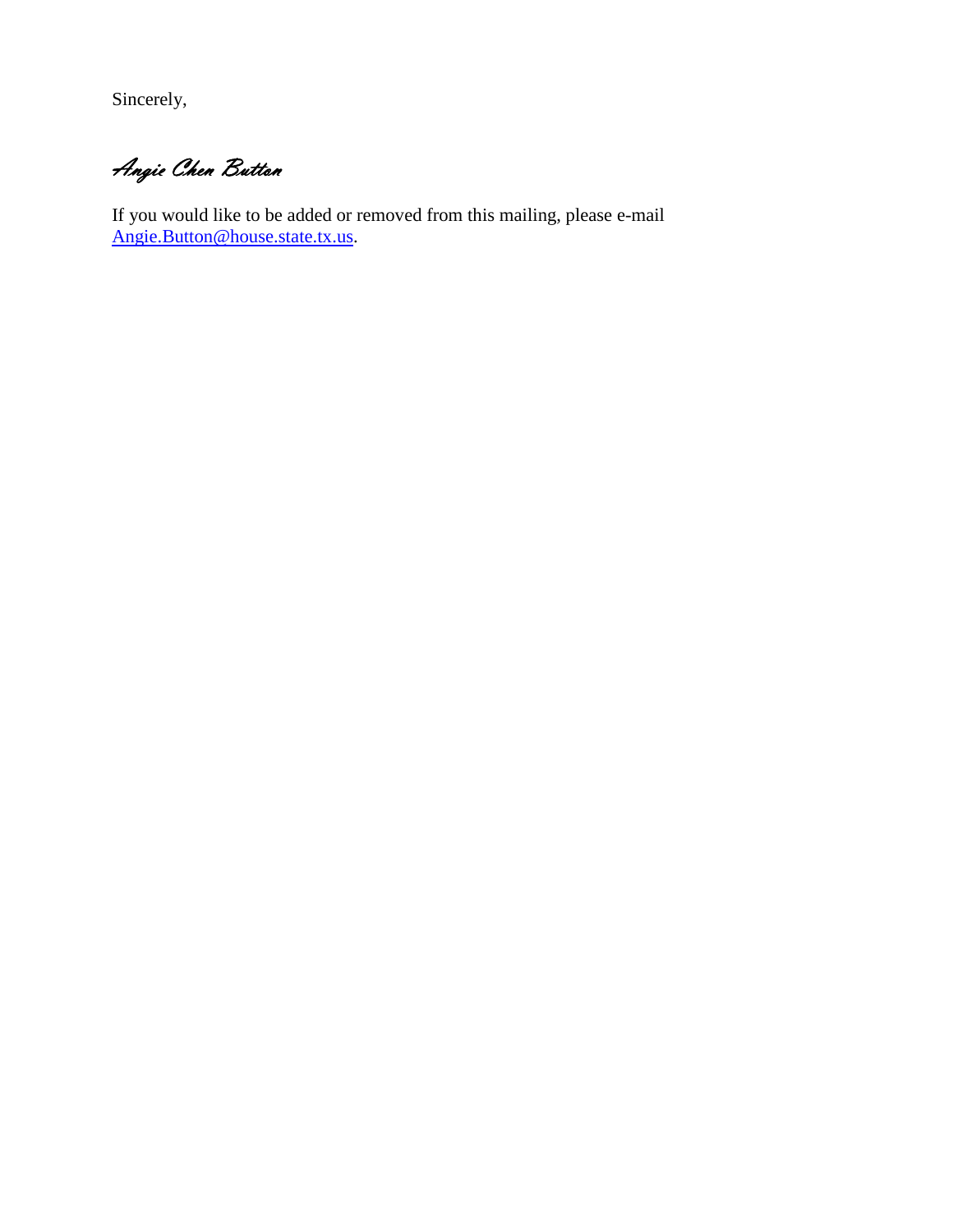Sincerely,

*Angie Chen Button*

If you would like to be added or removed from this mailing, please e-mail Angie.Button@house.state.tx.us.